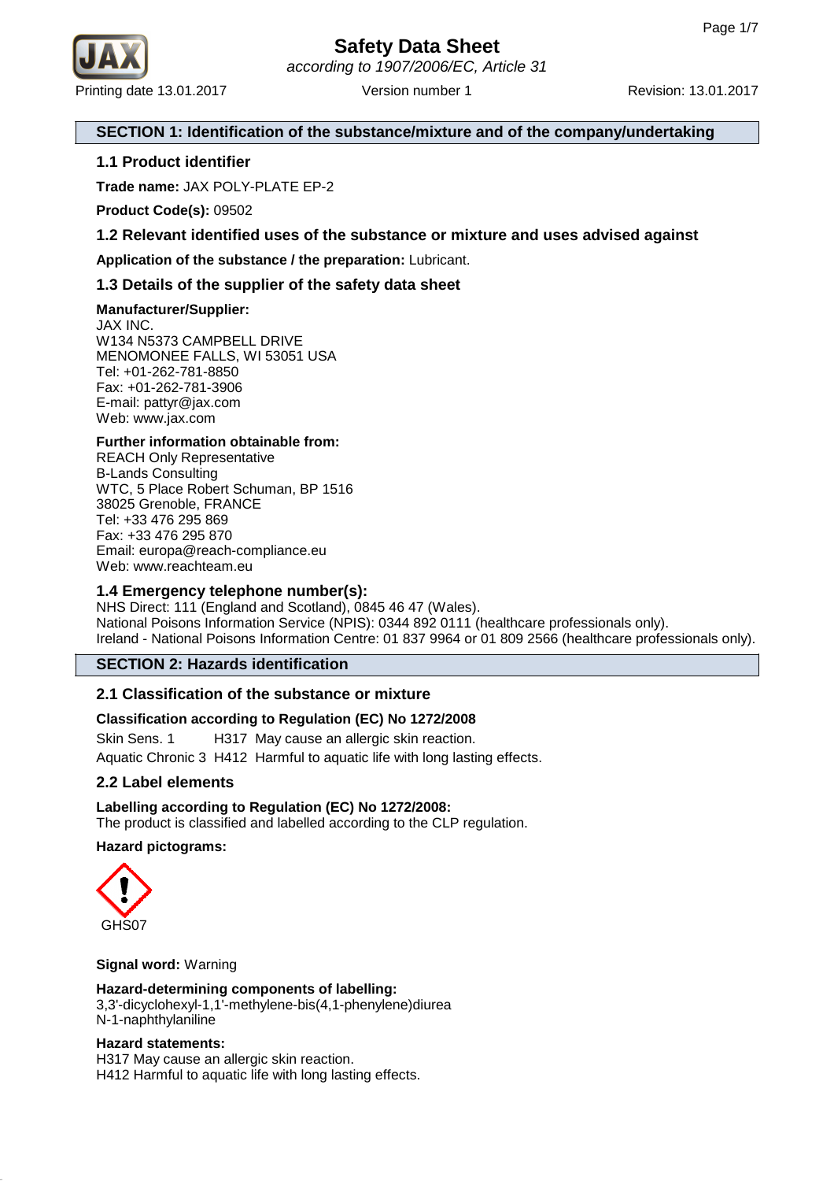# Safety Data Sheet

*according to 1907/2006/EC, Article 31*

Printing date 13.01.2017 Version number 1 Revision: 13.01.2017

## SECTION 1: Identification of the substance/mixture and of the company/undertaking

### 1.1 Product identifier

**Trade name:** JAX POLY-PLATE EP-2

**Product Code(s):** 09502

### 1.2 Relevant identified uses of the substance or mixture and uses advised against

**Application of the substance / the preparation:** Lubricant.

### 1.3 Details of the supplier of the safety data sheet

**Manufacturer/Supplier:**
JAX INC.
W134 N5373 CAMPBELL DRIVE
MENOMONEE FALLS, WI 53051 USA
Tel: +01-262-781-8850
Fax: +01-262-781-3906
E-mail: pattyr@jax.com
Web: www.jax.com

**Further information obtainable from:**
REACH Only Representative
B-Lands Consulting
WTC, 5 Place Robert Schuman, BP 1516
38025 Grenoble, FRANCE
Tel: +33 476 295 869
Fax: +33 476 295 870
Email: europa@reach-compliance.eu
Web: www.reachteam.eu

### 1.4 Emergency telephone number(s):

NHS Direct: 111 (England and Scotland), 0845 46 47 (Wales).
National Poisons Information Service (NPIS): 0344 892 0111 (healthcare professionals only).
Ireland - National Poisons Information Centre: 01 837 9964 or 01 809 2566 (healthcare professionals only).

## SECTION 2: Hazards identification

### 2.1 Classification of the substance or mixture

**Classification according to Regulation (EC) No 1272/2008**

Skin Sens. 1 H317 May cause an allergic skin reaction.

Aquatic Chronic 3 H412 Harmful to aquatic life with long lasting effects.

### 2.2 Label elements

**Labelling according to Regulation (EC) No 1272/2008:**
The product is classified and labelled according to the CLP regulation.

**Hazard pictograms:**

GHS07

**Signal word:** Warning

**Hazard-determining components of labelling:**
3,3'-dicyclohexyl-1,1'-methylene-bis(4,1-phenylene)diurea
N-1-naphthylaniline

**Hazard statements:**
H317 May cause an allergic skin reaction.
H412 Harmful to aquatic life with long lasting effects.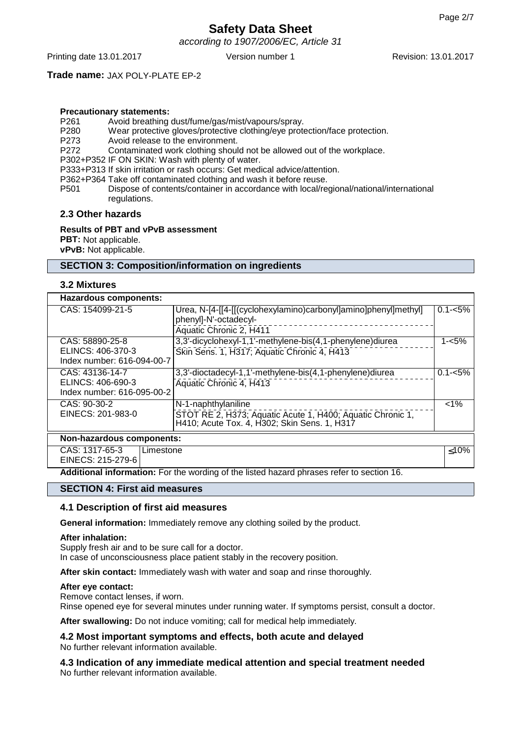**Trade name:** JAX POLY-PLATE EP-2

**Precautionary statements:**

P261 Avoid breathing dust/fume/gas/mist/vapours/spray.
P280 Wear protective gloves/protective clothing/eye protection/face protection.
P273 Avoid release to the environment.
P272 Contaminated work clothing should not be allowed out of the workplace.
P302+P352 IF ON SKIN: Wash with plenty of water.
P333+P313 If skin irritation or rash occurs: Get medical advice/attention.
P362+P364 Take off contaminated clothing and wash it before reuse.
P501 Dispose of contents/container in accordance with local/regional/national/international regulations.

### 2.3 Other hazards

**Results of PBT and vPvB assessment**
**PBT:** Not applicable.
**vPvB:** Not applicable.

## SECTION 3: Composition/information on ingredients

### 3.2 Mixtures

**Hazardous components:**

| Identifiers | Name / Classification | Content |
|---|---|---|
| CAS: 154099-21-5 | Urea, N-[4-[[4-[[(cyclohexylamino)carbonyl]amino]phenyl]methyl] phenyl]-N'-octadecyl-<br>Aquatic Chronic 2, H411 | 0.1-<5% |
| CAS: 58890-25-8<br>ELINCS: 406-370-3<br>Index number: 616-094-00-7 | 3,3'-dicyclohexyl-1,1'-methylene-bis(4,1-phenylene)diurea<br>Skin Sens. 1, H317; Aquatic Chronic 4, H413 | 1-<5% |
| CAS: 43136-14-7<br>ELINCS: 406-690-3<br>Index number: 616-095-00-2 | 3,3'-dioctadecyl-1,1'-methylene-bis(4,1-phenylene)diurea<br>Aquatic Chronic 4, H413 | 0.1-<5% |
| CAS: 90-30-2<br>EINECS: 201-983-0 | N-1-naphthylaniline<br>STOT RE 2, H373; Aquatic Acute 1, H400; Aquatic Chronic 1, H410; Acute Tox. 4, H302; Skin Sens. 1, H317 | <1% |

**Non-hazardous components:**

| Identifiers | Name | Content |
|---|---|---|
| CAS: 1317-65-3<br>EINECS: 215-279-6 | Limestone | ≤10% |

**Additional information:** For the wording of the listed hazard phrases refer to section 16.

## SECTION 4: First aid measures

### 4.1 Description of first aid measures

**General information:** Immediately remove any clothing soiled by the product.

**After inhalation:**
Supply fresh air and to be sure call for a doctor.
In case of unconsciousness place patient stably in the recovery position.

**After skin contact:** Immediately wash with water and soap and rinse thoroughly.

**After eye contact:**
Remove contact lenses, if worn.
Rinse opened eye for several minutes under running water. If symptoms persist, consult a doctor.

**After swallowing:** Do not induce vomiting; call for medical help immediately.

### 4.2 Most important symptoms and effects, both acute and delayed

No further relevant information available.

### 4.3 Indication of any immediate medical attention and special treatment needed

No further relevant information available.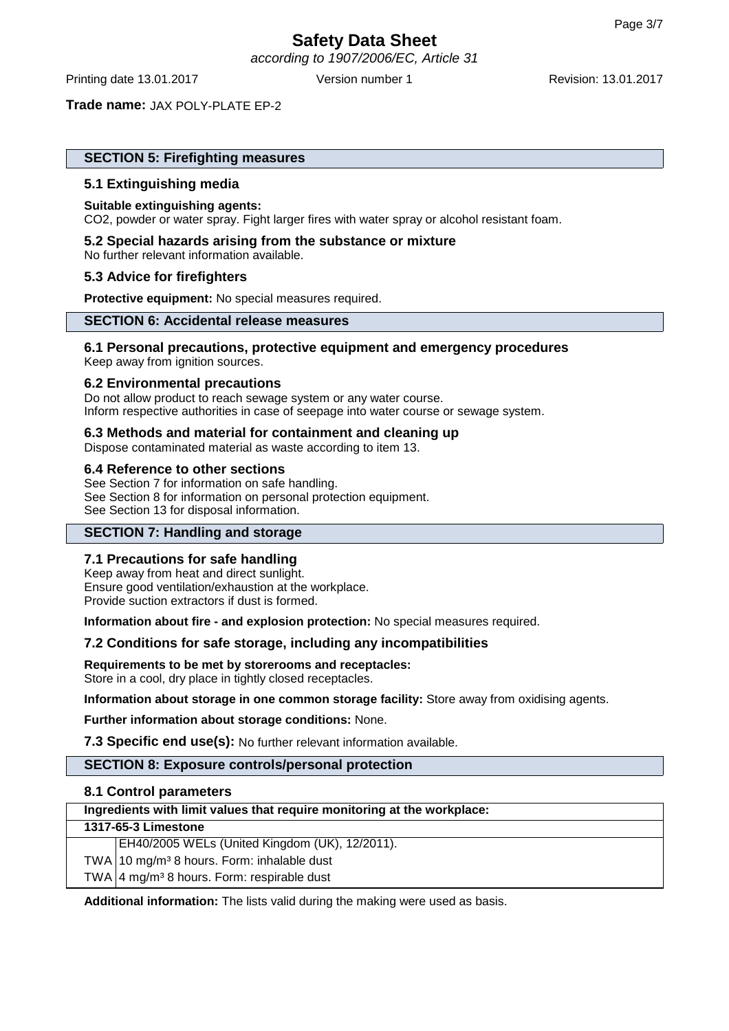**Trade name:** JAX POLY-PLATE EP-2

## SECTION 5: Firefighting measures

### 5.1 Extinguishing media

**Suitable extinguishing agents:**
$CO_2$, powder or water spray. Fight larger fires with water spray or alcohol resistant foam.

### 5.2 Special hazards arising from the substance or mixture

No further relevant information available.

### 5.3 Advice for firefighters

**Protective equipment:** No special measures required.

## SECTION 6: Accidental release measures

### 6.1 Personal precautions, protective equipment and emergency procedures

Keep away from ignition sources.

### 6.2 Environmental precautions

Do not allow product to reach sewage system or any water course.
Inform respective authorities in case of seepage into water course or sewage system.

### 6.3 Methods and material for containment and cleaning up

Dispose contaminated material as waste according to item 13.

### 6.4 Reference to other sections

See Section 7 for information on safe handling.
See Section 8 for information on personal protection equipment.
See Section 13 for disposal information.

## SECTION 7: Handling and storage

### 7.1 Precautions for safe handling

Keep away from heat and direct sunlight.
Ensure good ventilation/exhaustion at the workplace.
Provide suction extractors if dust is formed.

**Information about fire - and explosion protection:** No special measures required.

### 7.2 Conditions for safe storage, including any incompatibilities

**Requirements to be met by storerooms and receptacles:**
Store in a cool, dry place in tightly closed receptacles.

**Information about storage in one common storage facility:** Store away from oxidising agents.

**Further information about storage conditions:** None.

### 7.3 Specific end use(s): No further relevant information available.

## SECTION 8: Exposure controls/personal protection

### 8.1 Control parameters

| Ingredients with limit values that require monitoring at the workplace: | |
|---|---|
| **1317-65-3 Limestone** | |
| | EH40/2005 WELs (United Kingdom (UK), 12/2011). |
| TWA | 10 mg/m³ 8 hours. Form: inhalable dust |
| TWA | 4 mg/m³ 8 hours. Form: respirable dust |

**Additional information:** The lists valid during the making were used as basis.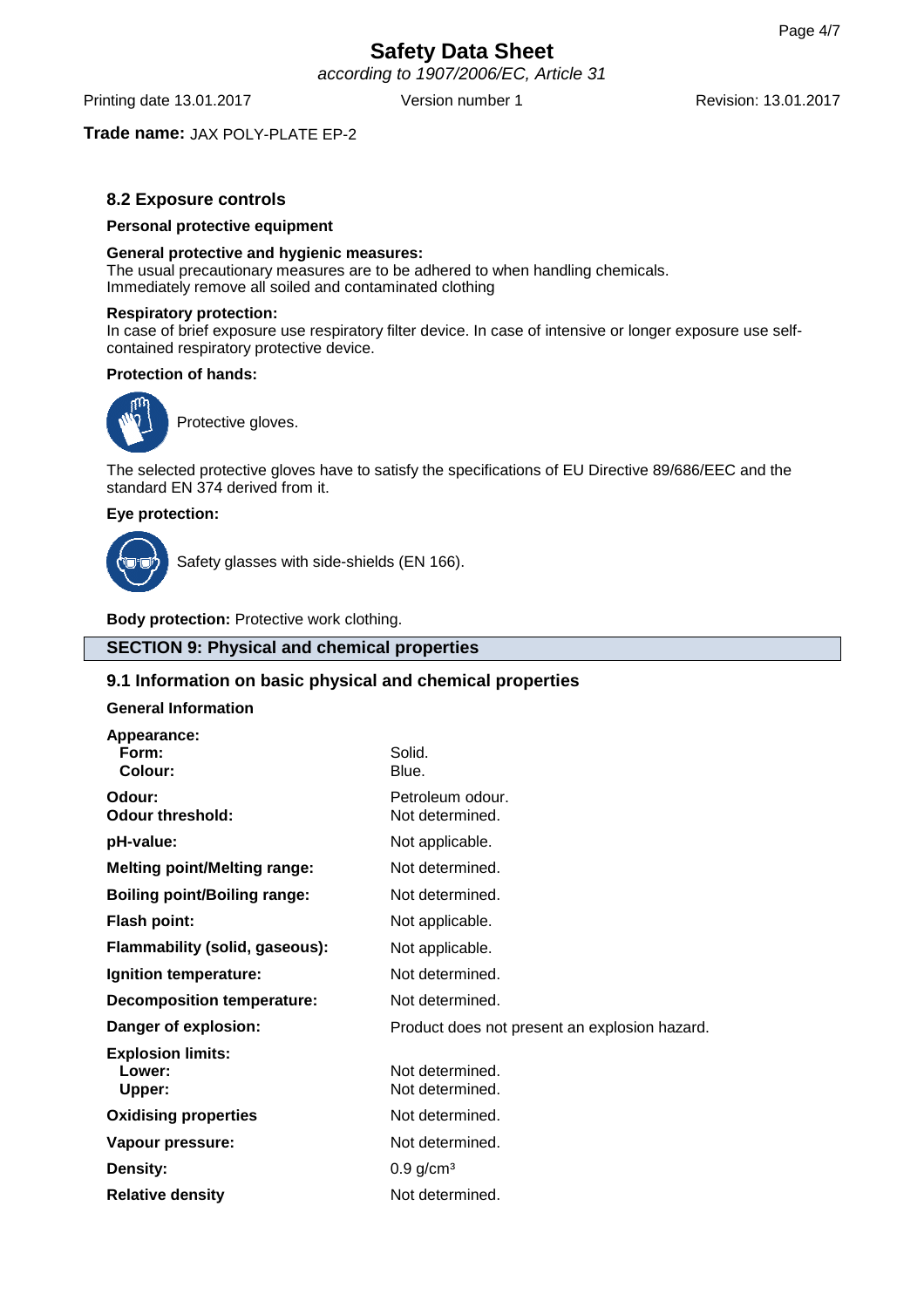**Trade name:** JAX POLY-PLATE EP-2

### 8.2 Exposure controls

**Personal protective equipment**

**General protective and hygienic measures:**
The usual precautionary measures are to be adhered to when handling chemicals.
Immediately remove all soiled and contaminated clothing

**Respiratory protection:**
In case of brief exposure use respiratory filter device. In case of intensive or longer exposure use self-contained respiratory protective device.

**Protection of hands:**

Protective gloves.

The selected protective gloves have to satisfy the specifications of EU Directive 89/686/EEC and the standard EN 374 derived from it.

**Eye protection:**

Safety glasses with side-shields (EN 166).

**Body protection:** Protective work clothing.

## SECTION 9: Physical and chemical properties

### 9.1 Information on basic physical and chemical properties

**General Information**

| | |
|---|---|
| **Appearance:** | |
| **Form:** | Solid. |
| **Colour:** | Blue. |
| **Odour:** | Petroleum odour. |
| **Odour threshold:** | Not determined. |
| **pH-value:** | Not applicable. |
| **Melting point/Melting range:** | Not determined. |
| **Boiling point/Boiling range:** | Not determined. |
| **Flash point:** | Not applicable. |
| **Flammability (solid, gaseous):** | Not applicable. |
| **Ignition temperature:** | Not determined. |
| **Decomposition temperature:** | Not determined. |
| **Danger of explosion:** | Product does not present an explosion hazard. |
| **Explosion limits:** | |
| **Lower:** | Not determined. |
| **Upper:** | Not determined. |
| **Oxidising properties** | Not determined. |
| **Vapour pressure:** | Not determined. |
| **Density:** | 0.9 $g/cm^3$ |
| **Relative density** | Not determined. |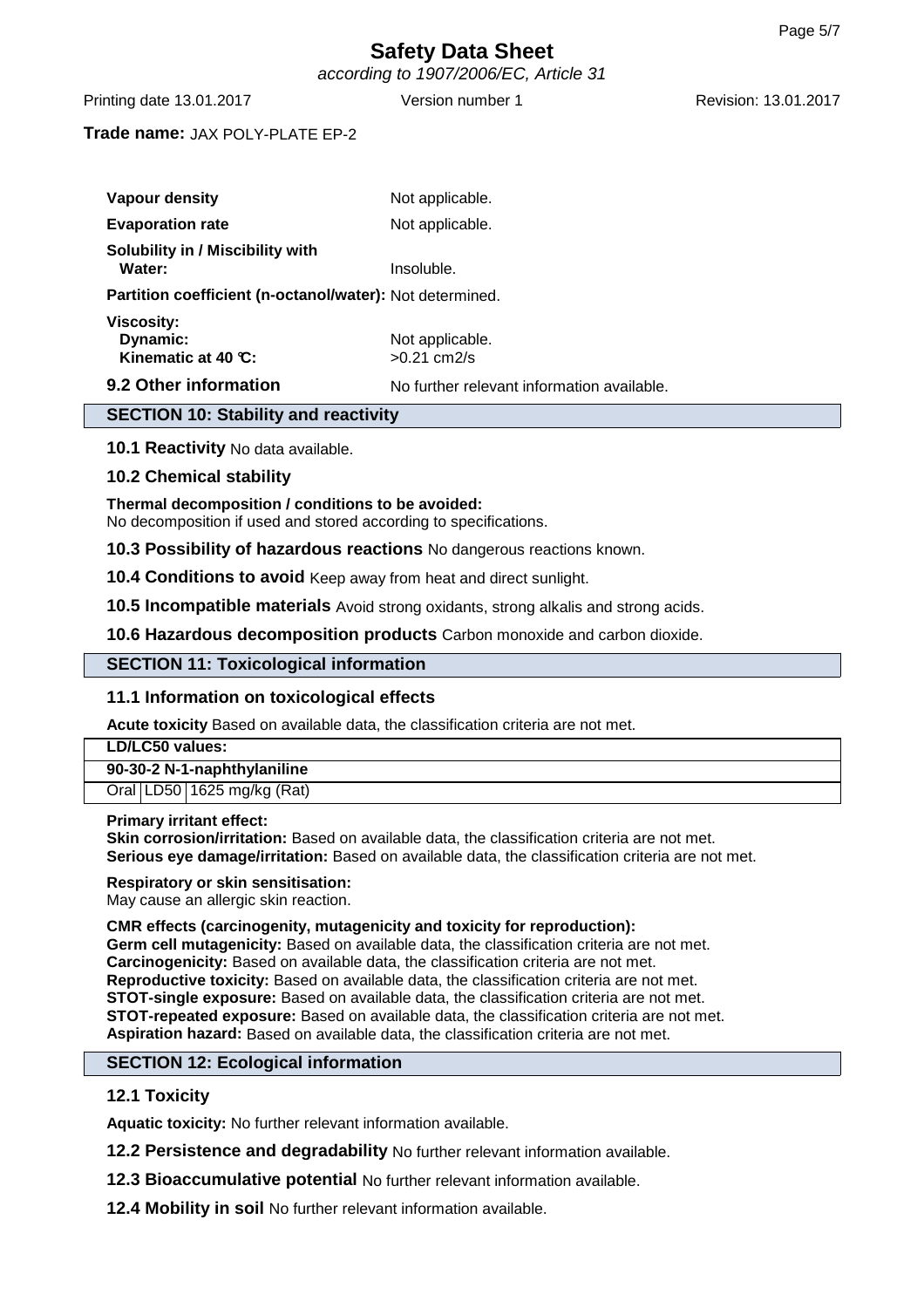| | |
|---|---|
| **Vapour density** | Not applicable. |
| **Evaporation rate** | Not applicable. |
| **Solubility in / Miscibility with Water:** | Insoluble. |
| **Partition coefficient (n-octanol/water):** | Not determined. |
| **Viscosity:** | |
| **Dynamic:** | Not applicable. |
| **Kinematic at 40 °C:** | >0.21 cm2/s |

**9.2 Other information** No further relevant information available.

## SECTION 10: Stability and reactivity

**10.1 Reactivity** No data available.

**10.2 Chemical stability**

**Thermal decomposition / conditions to be avoided:**
No decomposition if used and stored according to specifications.

**10.3 Possibility of hazardous reactions** No dangerous reactions known.

**10.4 Conditions to avoid** Keep away from heat and direct sunlight.

**10.5 Incompatible materials** Avoid strong oxidants, strong alkalis and strong acids.

**10.6 Hazardous decomposition products** Carbon monoxide and carbon dioxide.

## SECTION 11: Toxicological information

**11.1 Information on toxicological effects**

**Acute toxicity** Based on available data, the classification criteria are not met.

| **LD/LC50 values:** | | |
|---|---|---|
| **90-30-2 N-1-naphthylaniline** | | |
| Oral | LD50 | 1625 mg/kg (Rat) |

**Primary irritant effect:**
**Skin corrosion/irritation:** Based on available data, the classification criteria are not met.
**Serious eye damage/irritation:** Based on available data, the classification criteria are not met.

**Respiratory or skin sensitisation:**
May cause an allergic skin reaction.

**CMR effects (carcinogenity, mutagenicity and toxicity for reproduction):**
**Germ cell mutagenicity:** Based on available data, the classification criteria are not met.
**Carcinogenicity:** Based on available data, the classification criteria are not met.
**Reproductive toxicity:** Based on available data, the classification criteria are not met.
**STOT-single exposure:** Based on available data, the classification criteria are not met.
**STOT-repeated exposure:** Based on available data, the classification criteria are not met.
**Aspiration hazard:** Based on available data, the classification criteria are not met.

## SECTION 12: Ecological information

**12.1 Toxicity**

**Aquatic toxicity:** No further relevant information available.

**12.2 Persistence and degradability** No further relevant information available.

**12.3 Bioaccumulative potential** No further relevant information available.

**12.4 Mobility in soil** No further relevant information available.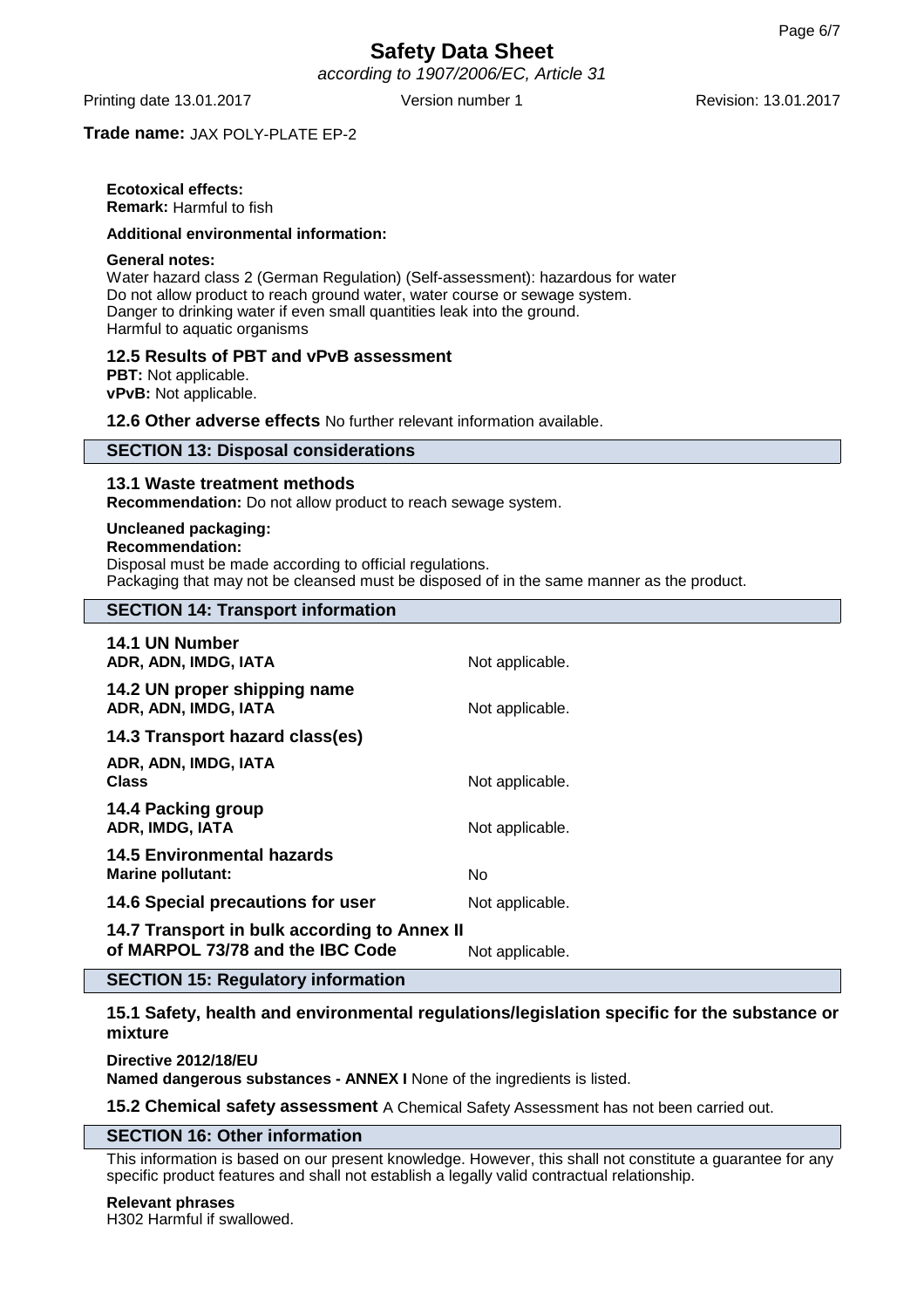**Ecotoxical effects:**
**Remark:** Harmful to fish

**Additional environmental information:**

**General notes:**
Water hazard class 2 (German Regulation) (Self-assessment): hazardous for water
Do not allow product to reach ground water, water course or sewage system.
Danger to drinking water if even small quantities leak into the ground.
Harmful to aquatic organisms

### 12.5 Results of PBT and vPvB assessment

**PBT:** Not applicable.
**vPvB:** Not applicable.

**12.6 Other adverse effects** No further relevant information available.

## SECTION 13: Disposal considerations

### 13.1 Waste treatment methods

**Recommendation:** Do not allow product to reach sewage system.

**Uncleaned packaging:**
**Recommendation:**
Disposal must be made according to official regulations.
Packaging that may not be cleansed must be disposed of in the same manner as the product.

## SECTION 14: Transport information

| | |
|---|---|
| **14.1 UN Number** | |
| **ADR, ADN, IMDG, IATA** | Not applicable. |
| **14.2 UN proper shipping name** | |
| **ADR, ADN, IMDG, IATA** | Not applicable. |
| **14.3 Transport hazard class(es)** | |
| **ADR, ADN, IMDG, IATA** | |
| **Class** | Not applicable. |
| **14.4 Packing group** | |
| **ADR, IMDG, IATA** | Not applicable. |
| **14.5 Environmental hazards** | |
| **Marine pollutant:** | No |
| **14.6 Special precautions for user** | Not applicable. |
| **14.7 Transport in bulk according to Annex II of MARPOL 73/78 and the IBC Code** | Not applicable. |

## SECTION 15: Regulatory information

### 15.1 Safety, health and environmental regulations/legislation specific for the substance or mixture

**Directive 2012/18/EU**
**Named dangerous substances - ANNEX I** None of the ingredients is listed.

**15.2 Chemical safety assessment** A Chemical Safety Assessment has not been carried out.

## SECTION 16: Other information

This information is based on our present knowledge. However, this shall not constitute a guarantee for any specific product features and shall not establish a legally valid contractual relationship.

**Relevant phrases**
H302 Harmful if swallowed.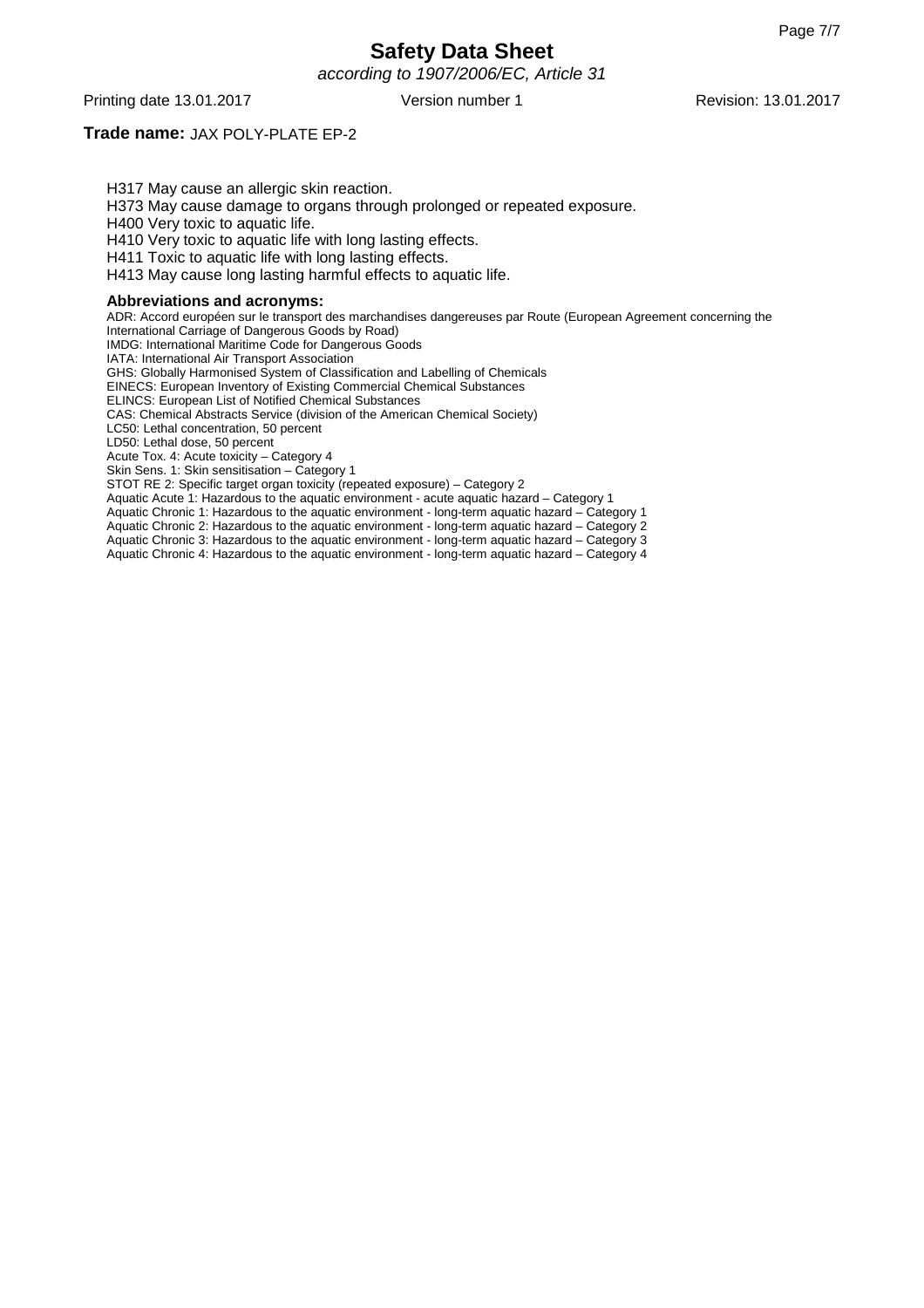H317 May cause an allergic skin reaction.
H373 May cause damage to organs through prolonged or repeated exposure.
H400 Very toxic to aquatic life.
H410 Very toxic to aquatic life with long lasting effects.
H411 Toxic to aquatic life with long lasting effects.
H413 May cause long lasting harmful effects to aquatic life.

**Abbreviations and acronyms:**

ADR: Accord européen sur le transport des marchandises dangereuses par Route (European Agreement concerning the International Carriage of Dangerous Goods by Road)
IMDG: International Maritime Code for Dangerous Goods
IATA: International Air Transport Association
GHS: Globally Harmonised System of Classification and Labelling of Chemicals
EINECS: European Inventory of Existing Commercial Chemical Substances
ELINCS: European List of Notified Chemical Substances
CAS: Chemical Abstracts Service (division of the American Chemical Society)
LC50: Lethal concentration, 50 percent
LD50: Lethal dose, 50 percent
Acute Tox. 4: Acute toxicity – Category 4
Skin Sens. 1: Skin sensitisation – Category 1
STOT RE 2: Specific target organ toxicity (repeated exposure) – Category 2
Aquatic Acute 1: Hazardous to the aquatic environment - acute aquatic hazard – Category 1
Aquatic Chronic 1: Hazardous to the aquatic environment - long-term aquatic hazard – Category 1
Aquatic Chronic 2: Hazardous to the aquatic environment - long-term aquatic hazard – Category 2
Aquatic Chronic 3: Hazardous to the aquatic environment - long-term aquatic hazard – Category 3
Aquatic Chronic 4: Hazardous to the aquatic environment - long-term aquatic hazard – Category 4